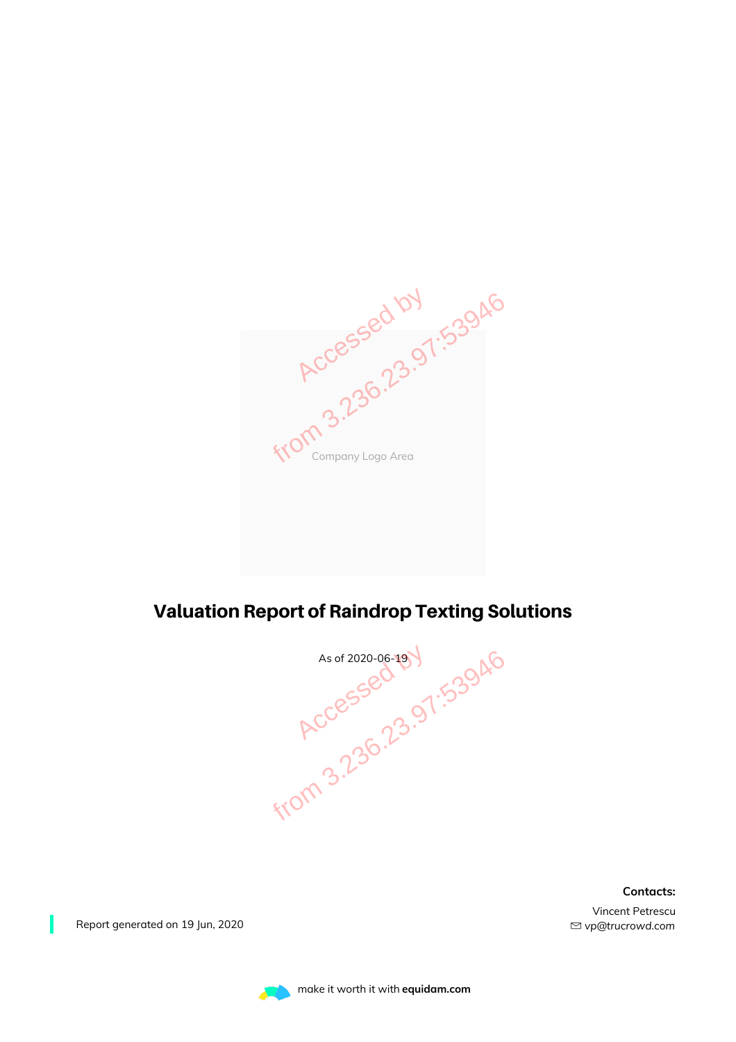Company Logo Area

# Valuation Report of Raindrop Texting Solutions

As of 2020-06-19

Report generated on 19 Jun, 2020

**Contacts:**

Vincent Petrescu
vp@trucrowd.com

make it worth it with **equidam.com**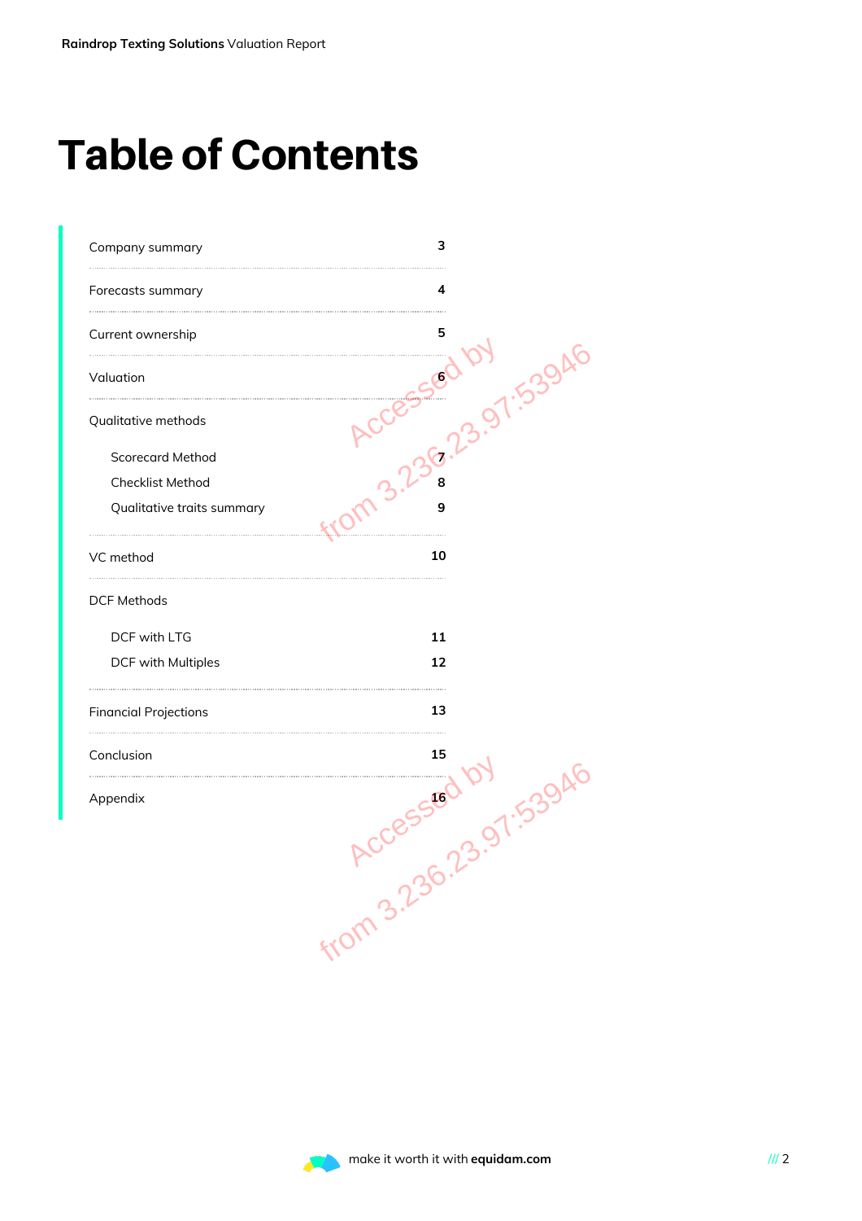# Table of Contents

| Section | Page |
| --- | --- |
| Company summary | 3 |
| Forecasts summary | 4 |
| Current ownership | 5 |
| Valuation | 6 |
| Qualitative methods | |
| Scorecard Method | 7 |
| Checklist Method | 8 |
| Qualitative traits summary | 9 |
| VC method | 10 |
| DCF Methods | |
| DCF with LTG | 11 |
| DCF with Multiples | 12 |
| Financial Projections | 13 |
| Conclusion | 15 |
| Appendix | 16 |

Accessed by from 3.236.23.97:53946

Accessed by from 3.236.23.97:53946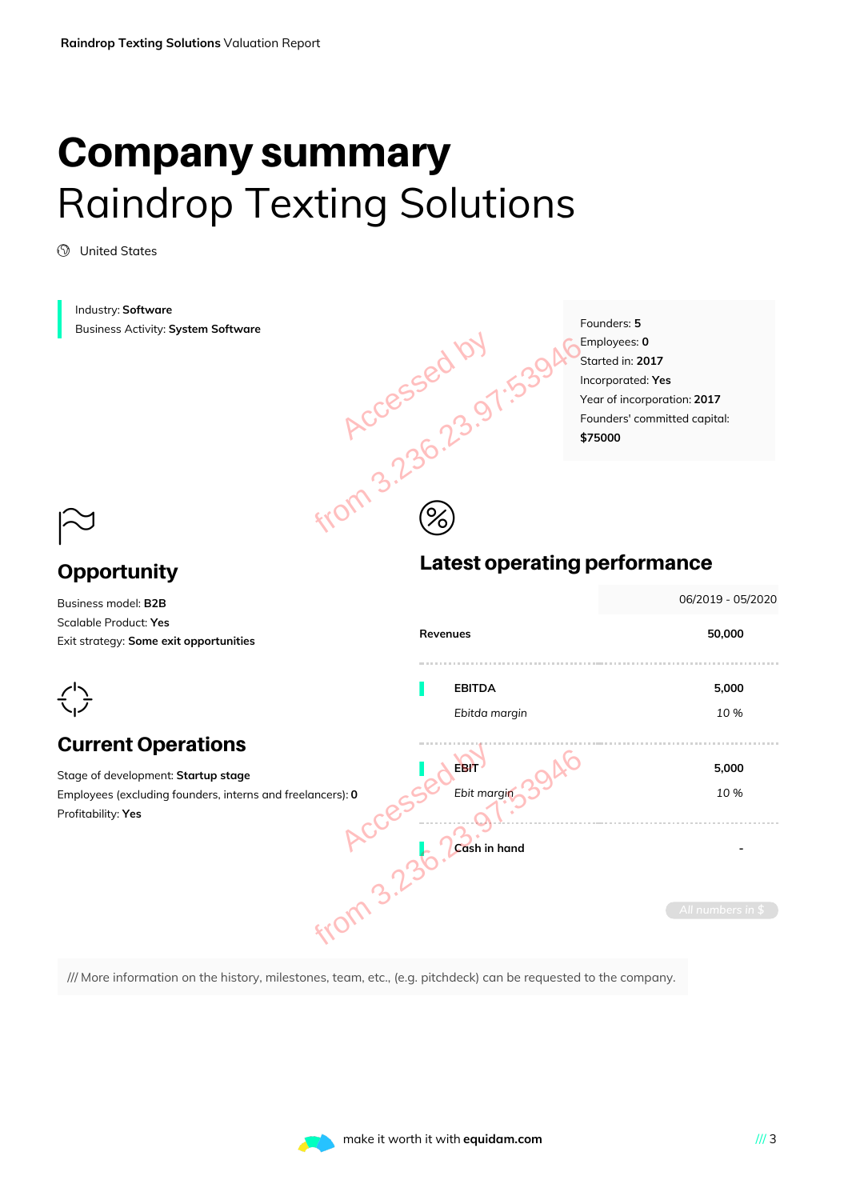# Company summary

## Raindrop Texting Solutions

United States

Industry: **Software**
Business Activity: **System Software**

Founders: **5**
Employees: **0**
Started in: **2017**
Incorporated: **Yes**
Year of incorporation: **2017**
Founders' committed capital: **$75000**

### Opportunity

Business model: **B2B**
Scalable Product: **Yes**
Exit strategy: **Some exit opportunities**

### Current Operations

Stage of development: **Startup stage**
Employees (excluding founders, interns and freelancers): **0**
Profitability: **Yes**

### Latest operating performance

| | 06/2019 - 05/2020 |
|---|---|
| **Revenues** | **50,000** |
| **EBITDA** | **5,000** |
| *Ebitda margin* | *10 %* |
| **EBIT** | **5,000** |
| *Ebit margin* | *10 %* |
| **Cash in hand** | - |

All numbers in $

/// More information on the history, milestones, team, etc., (e.g. pitchdeck) can be requested to the company.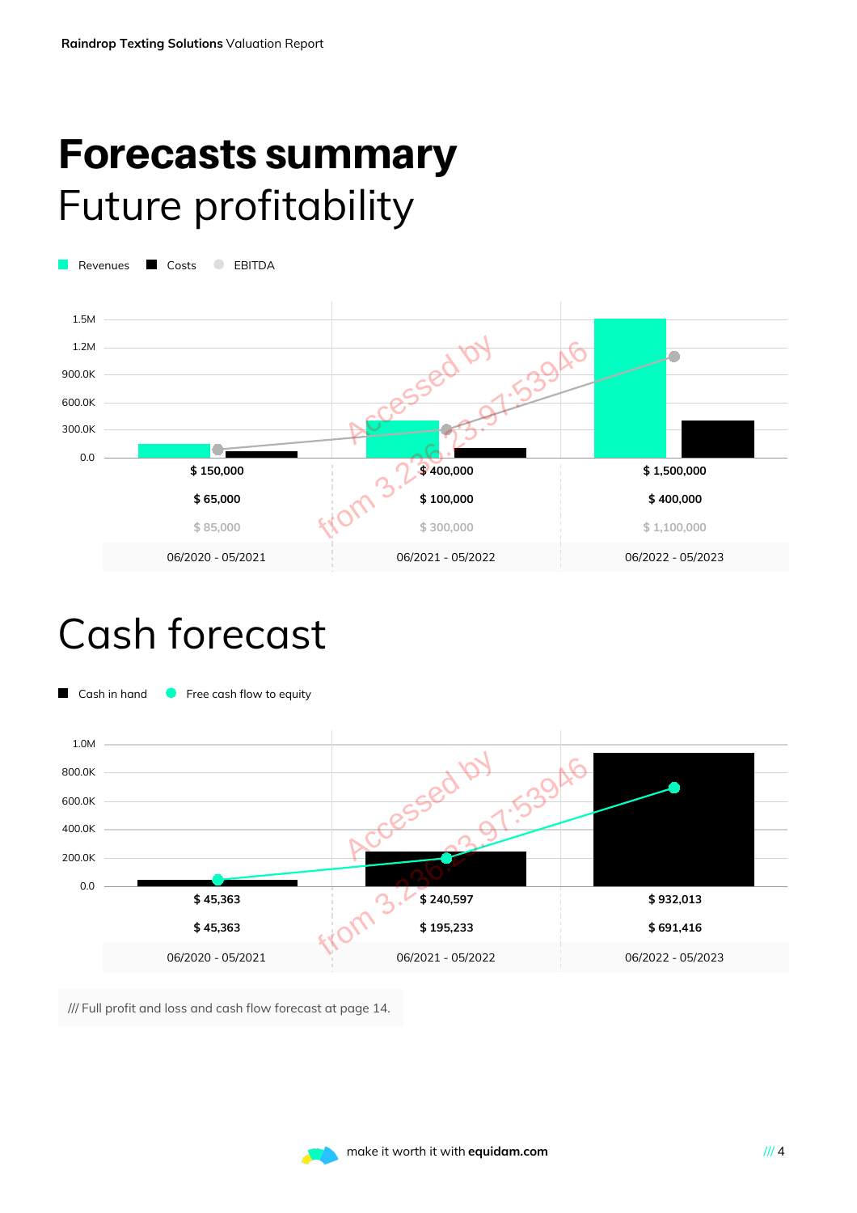# Forecasts summary

## Future profitability

| | 06/2020 - 05/2021 | 06/2021 - 05/2022 | 06/2022 - 05/2023 |
|---|---|---|---|
| Revenues | $ 150,000 | $ 400,000 | $ 1,500,000 |
| Costs | $ 65,000 | $ 100,000 | $ 400,000 |
| EBITDA | $ 85,000 | $ 300,000 | $ 1,100,000 |

## Cash forecast

| | 06/2020 - 05/2021 | 06/2021 - 05/2022 | 06/2022 - 05/2023 |
|---|---|---|---|
| Cash in hand | $ 45,363 | $ 240,597 | $ 932,013 |
| Free cash flow to equity | $ 45,363 | $ 195,233 | $ 691,416 |

/// Full profit and loss and cash flow forecast at page 14.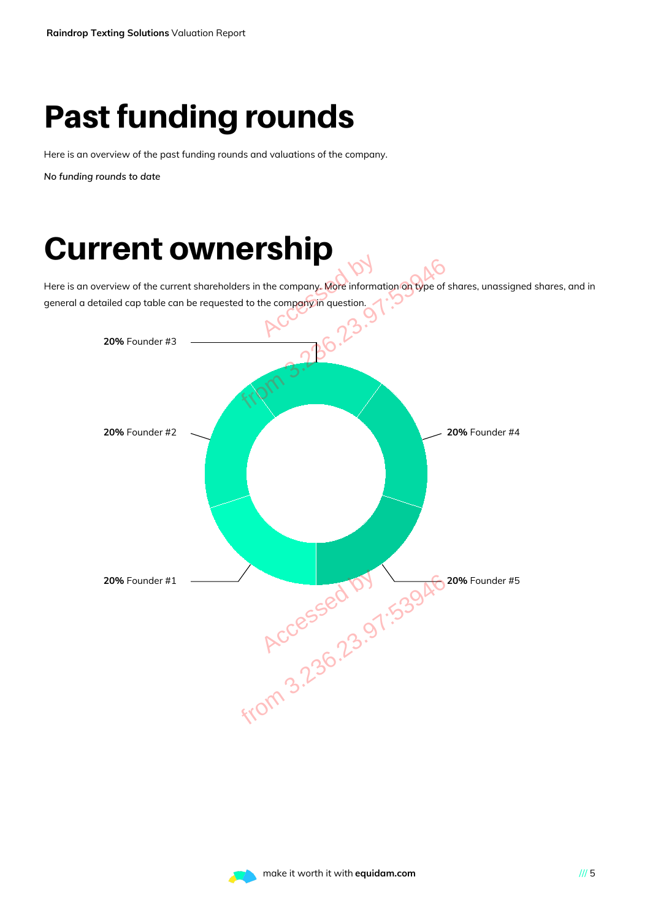# Past funding rounds

Here is an overview of the past funding rounds and valuations of the company.

*No funding rounds to date*

# Current ownership

Here is an overview of the current shareholders in the company. More information on type of shares, unassigned shares, and in general a detailed cap table can be requested to the company in question.

**20%** Founder #3

**20%** Founder #2

**20%** Founder #4

**20%** Founder #1

**20%** Founder #5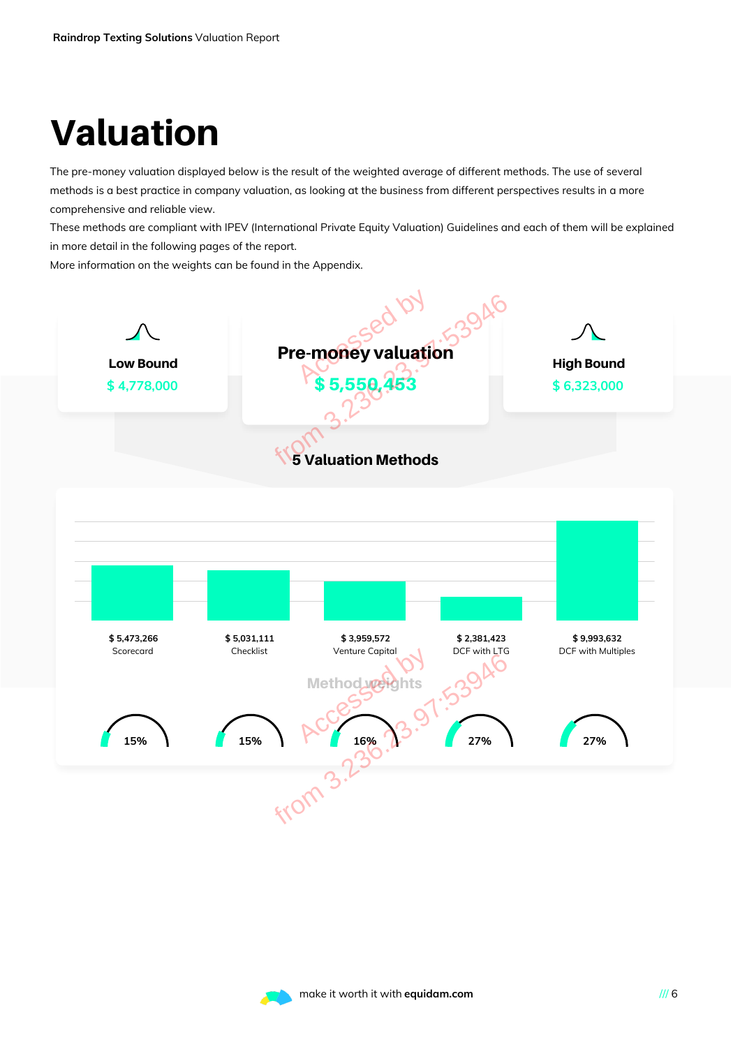# Valuation

The pre-money valuation displayed below is the result of the weighted average of different methods. The use of several methods is a best practice in company valuation, as looking at the business from different perspectives results in a more comprehensive and reliable view.
These methods are compliant with IPEV (International Private Equity Valuation) Guidelines and each of them will be explained in more detail in the following pages of the report.
More information on the weights can be found in the Appendix.

**Low Bound**
$ 4,778,000

**Pre-money valuation**
$ 5,550,453

**High Bound**
$ 6,323,000

## 5 Valuation Methods

| Method | Value | Method weight |
|---|---|---|
| Scorecard | $ 5,473,266 | 15% |
| Checklist | $ 5,031,111 | 15% |
| Venture Capital | $ 3,959,572 | 16% |
| DCF with LTG | $ 2,381,423 | 27% |
| DCF with Multiples | $ 9,993,632 | 27% |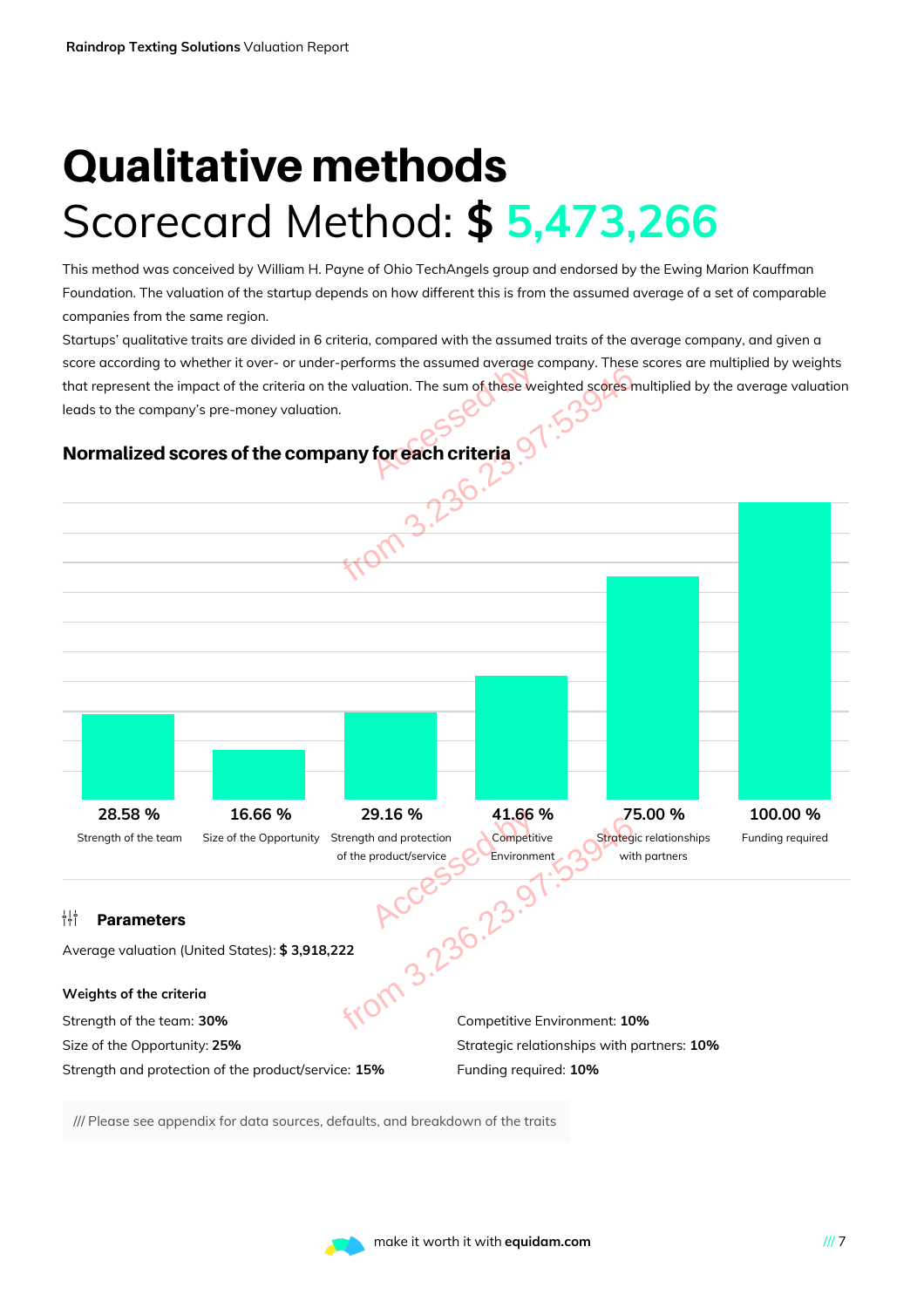# Qualitative methods

## Scorecard Method: $ 5,473,266

This method was conceived by William H. Payne of Ohio TechAngels group and endorsed by the Ewing Marion Kauffman Foundation. The valuation of the startup depends on how different this is from the assumed average of a set of comparable companies from the same region.
Startups' qualitative traits are divided in 6 criteria, compared with the assumed traits of the average company, and given a score according to whether it over- or under-performs the assumed average company. These scores are multiplied by weights that represent the impact of the criteria on the valuation. The sum of these weighted scores multiplied by the average valuation leads to the company's pre-money valuation.

### Normalized scores of the company for each criteria

| Criteria | Score |
|---|---|
| Strength of the team | 28.58 % |
| Size of the Opportunity | 16.66 % |
| Strength and protection of the product/service | 29.16 % |
| Competitive Environment | 41.66 % |
| Strategic relationships with partners | 75.00 % |
| Funding required | 100.00 % |

### Parameters

Average valuation (United States): **$ 3,918,222**

**Weights of the criteria**

Strength of the team: **30%**
Size of the Opportunity: **25%**
Strength and protection of the product/service: **15%**
Competitive Environment: **10%**
Strategic relationships with partners: **10%**
Funding required: **10%**

/// Please see appendix for data sources, defaults, and breakdown of the traits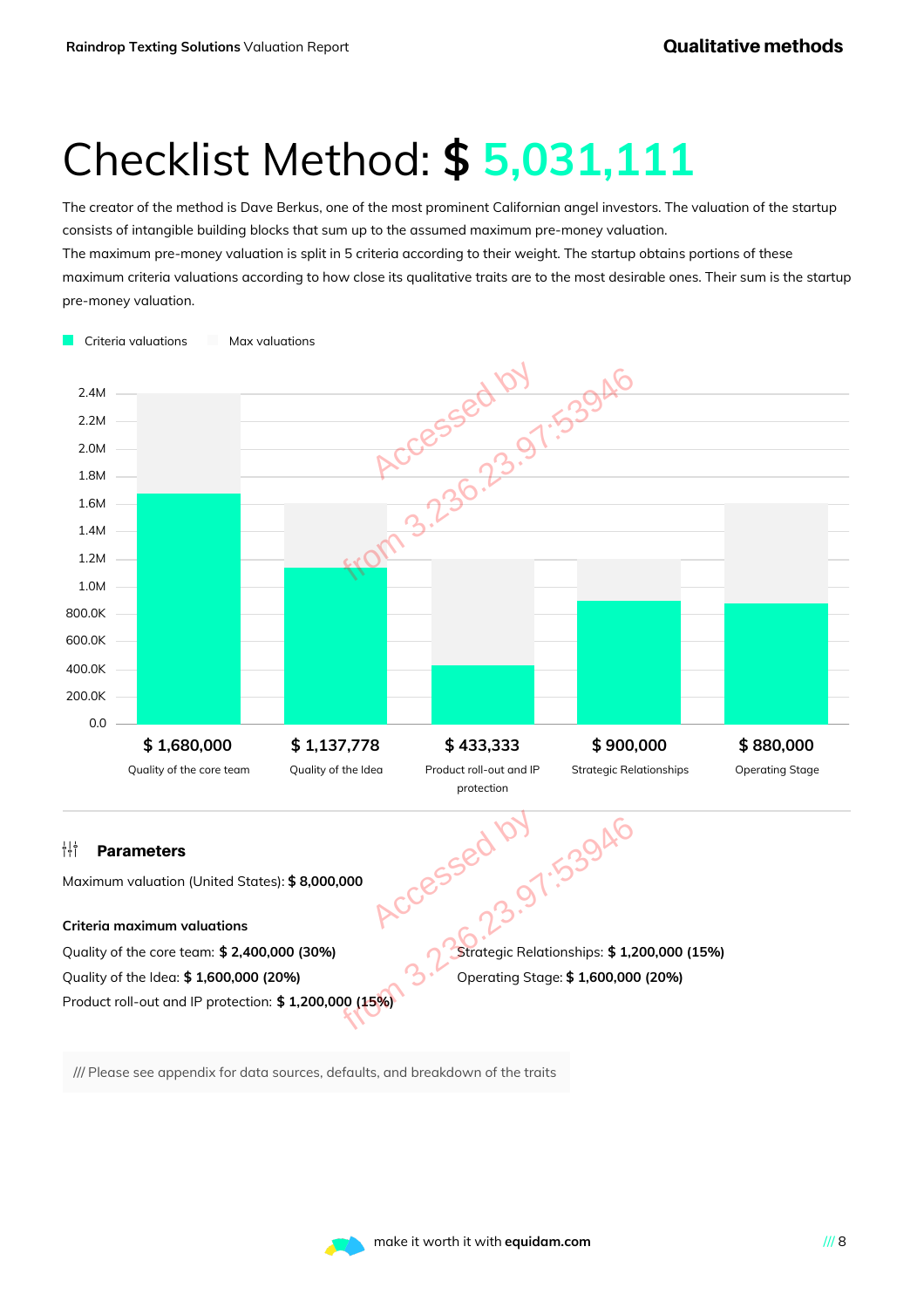# Checklist Method: $ 5,031,111

The creator of the method is Dave Berkus, one of the most prominent Californian angel investors. The valuation of the startup consists of intangible building blocks that sum up to the assumed maximum pre-money valuation.
The maximum pre-money valuation is split in 5 criteria according to their weight. The startup obtains portions of these maximum criteria valuations according to how close its qualitative traits are to the most desirable ones. Their sum is the startup pre-money valuation.

| | Quality of the core team | Quality of the Idea | Product roll-out and IP protection | Strategic Relationships | Operating Stage |
|---|---|---|---|---|---|
| Criteria valuations | $ 1,680,000 | $ 1,137,778 | $ 433,333 | $ 900,000 | $ 880,000 |

### Parameters

Maximum valuation (United States): **$ 8,000,000**

**Criteria maximum valuations**

Quality of the core team: **$ 2,400,000 (30%)**

Quality of the Idea: **$ 1,600,000 (20%)**

Product roll-out and IP protection: **$ 1,200,000 (15%)**

Strategic Relationships: **$ 1,200,000 (15%)**

Operating Stage: **$ 1,600,000 (20%)**

/// Please see appendix for data sources, defaults, and breakdown of the traits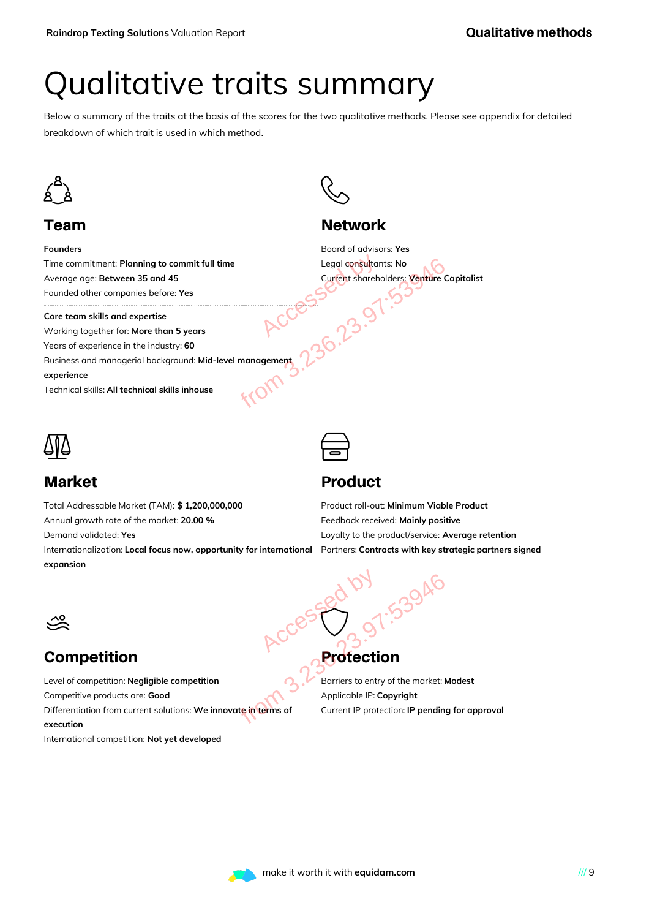# Qualitative traits summary

Below a summary of the traits at the basis of the scores for the two qualitative methods. Please see appendix for detailed breakdown of which trait is used in which method.

## Team

**Founders**

Time commitment: **Planning to commit full time**
Average age: **Between 35 and 45**
Founded other companies before: **Yes**

**Core team skills and expertise**

Working together for: **More than 5 years**
Years of experience in the industry: **60**
Business and managerial background: **Mid-level management experience**
Technical skills: **All technical skills inhouse**

## Network

Board of advisors: **Yes**
Legal consultants: **No**
Current shareholders: **Venture Capitalist**

## Market

Total Addressable Market (TAM): **$ 1,200,000,000**
Annual growth rate of the market: **20.00 %**
Demand validated: **Yes**
Internationalization: **Local focus now, opportunity for international expansion**

## Product

Product roll-out: **Minimum Viable Product**
Feedback received: **Mainly positive**
Loyalty to the product/service: **Average retention**
Partners: **Contracts with key strategic partners signed**

## Competition

Level of competition: **Negligible competition**
Competitive products are: **Good**
Differentiation from current solutions: **We innovate in terms of execution**
International competition: **Not yet developed**

## Protection

Barriers to entry of the market: **Modest**
Applicable IP: **Copyright**
Current IP protection: **IP pending for approval**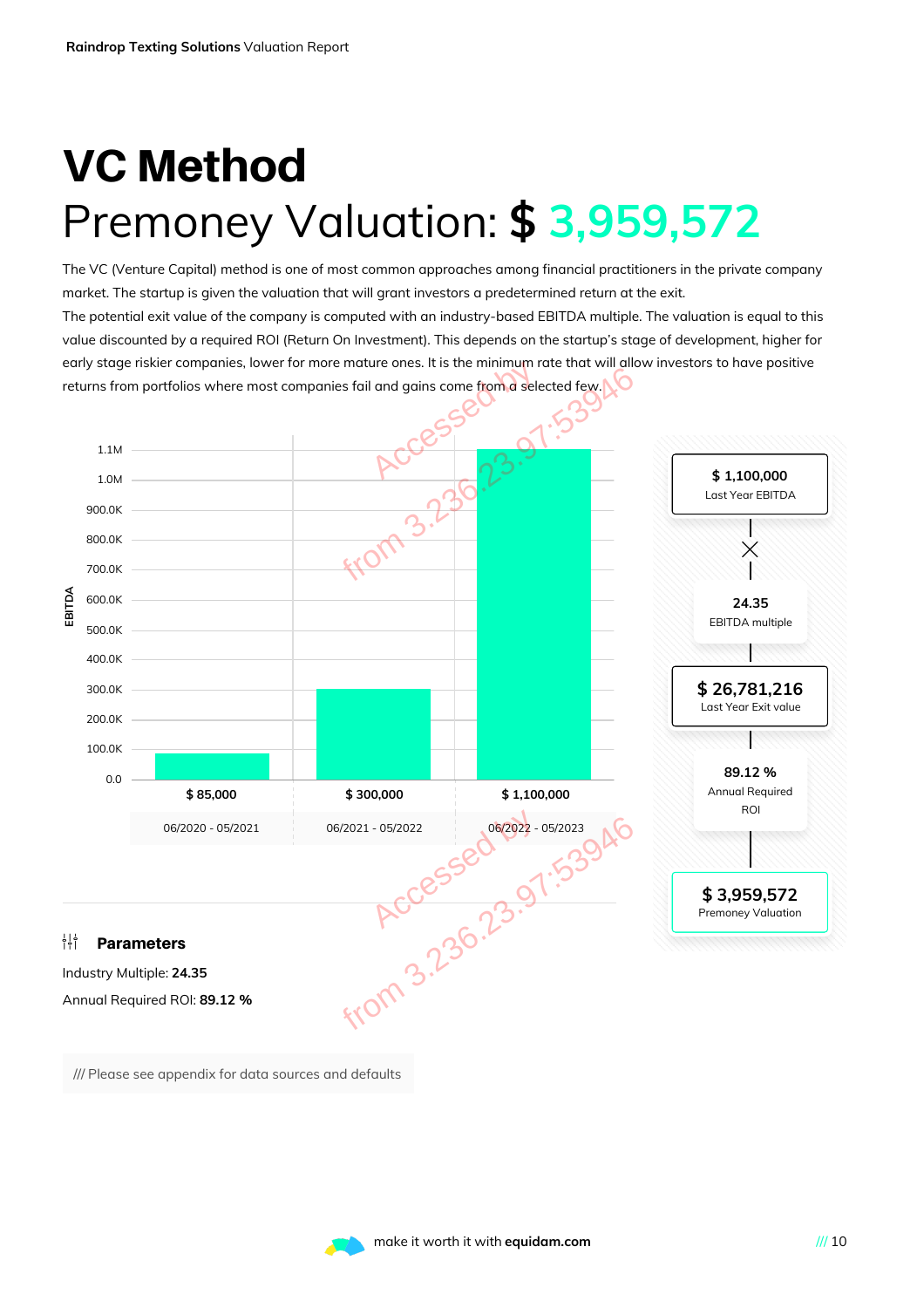# VC Method

## Premoney Valuation: $ 3,959,572

The VC (Venture Capital) method is one of most common approaches among financial practitioners in the private company market. The startup is given the valuation that will grant investors a predetermined return at the exit.

The potential exit value of the company is computed with an industry-based EBITDA multiple. The valuation is equal to this value discounted by a required ROI (Return On Investment). This depends on the startup's stage of development, higher for early stage riskier companies, lower for more mature ones. It is the minimum rate that will allow investors to have positive returns from portfolios where most companies fail and gains come from a selected few.

| Period | EBITDA |
|---|---|
| 06/2020 - 05/2021 | $ 85,000 |
| 06/2021 - 05/2022 | $ 300,000 |
| 06/2022 - 05/2023 | $ 1,100,000 |

**$ 1,100,000**
Last Year EBITDA

×

**24.35**
EBITDA multiple

**$ 26,781,216**
Last Year Exit value

**89.12 %**
Annual Required ROI

**$ 3,959,572**
Premoney Valuation

### Parameters

Industry Multiple: **24.35**

Annual Required ROI: **89.12 %**

/// Please see appendix for data sources and defaults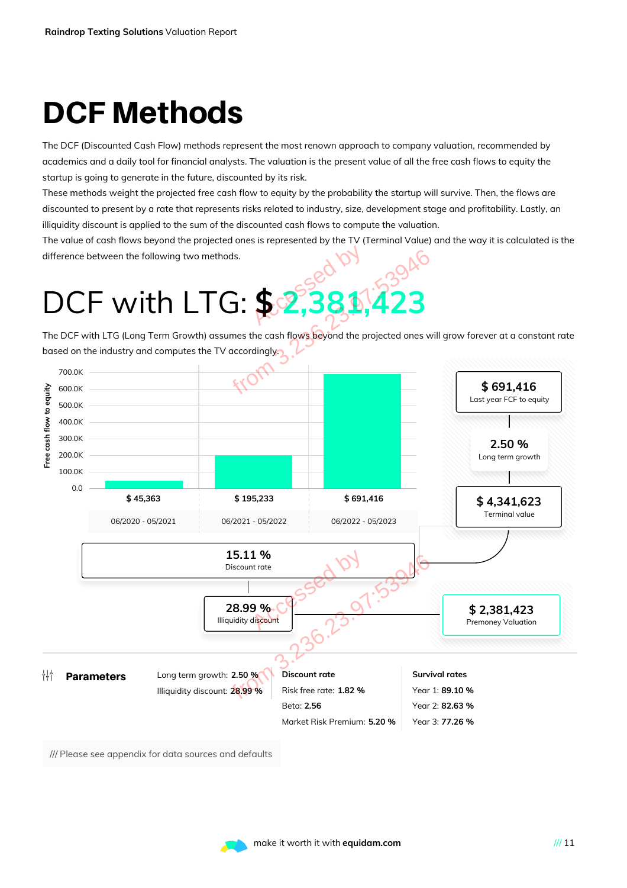# DCF Methods

The DCF (Discounted Cash Flow) methods represent the most renown approach to company valuation, recommended by academics and a daily tool for financial analysts. The valuation is the present value of all the free cash flows to equity the startup is going to generate in the future, discounted by its risk.

These methods weight the projected free cash flow to equity by the probability the startup will survive. Then, the flows are discounted to present by a rate that represents risks related to industry, size, development stage and profitability. Lastly, an illiquidity discount is applied to the sum of the discounted cash flows to compute the valuation.

The value of cash flows beyond the projected ones is represented by the TV (Terminal Value) and the way it is calculated is the difference between the following two methods.

# DCF with LTG: $ 2,381,423

The DCF with LTG (Long Term Growth) assumes the cash flows beyond the projected ones will grow forever at a constant rate based on the industry and computes the TV accordingly.

| Period | Free cash flow to equity |
|---|---|
| 06/2020 - 05/2021 | $ 45,363 |
| 06/2021 - 05/2022 | $ 195,233 |
| 06/2022 - 05/2023 | $ 691,416 |

- **$ 691,416** Last year FCF to equity
- **2.50 %** Long term growth
- **$ 4,341,623** Terminal value
- **15.11 %** Discount rate
- **28.99 %** Illiquidity discount
- **$ 2,381,423** Premoney Valuation

**Parameters**

Long term growth: **2.50 %**
Illiquidity discount: **28.99 %**

**Discount rate**

Risk free rate: **1.82 %**
Beta: **2.56**
Market Risk Premium: **5.20 %**

**Survival rates**

Year 1: **89.10 %**
Year 2: **82.63 %**
Year 3: **77.26 %**

/// Please see appendix for data sources and defaults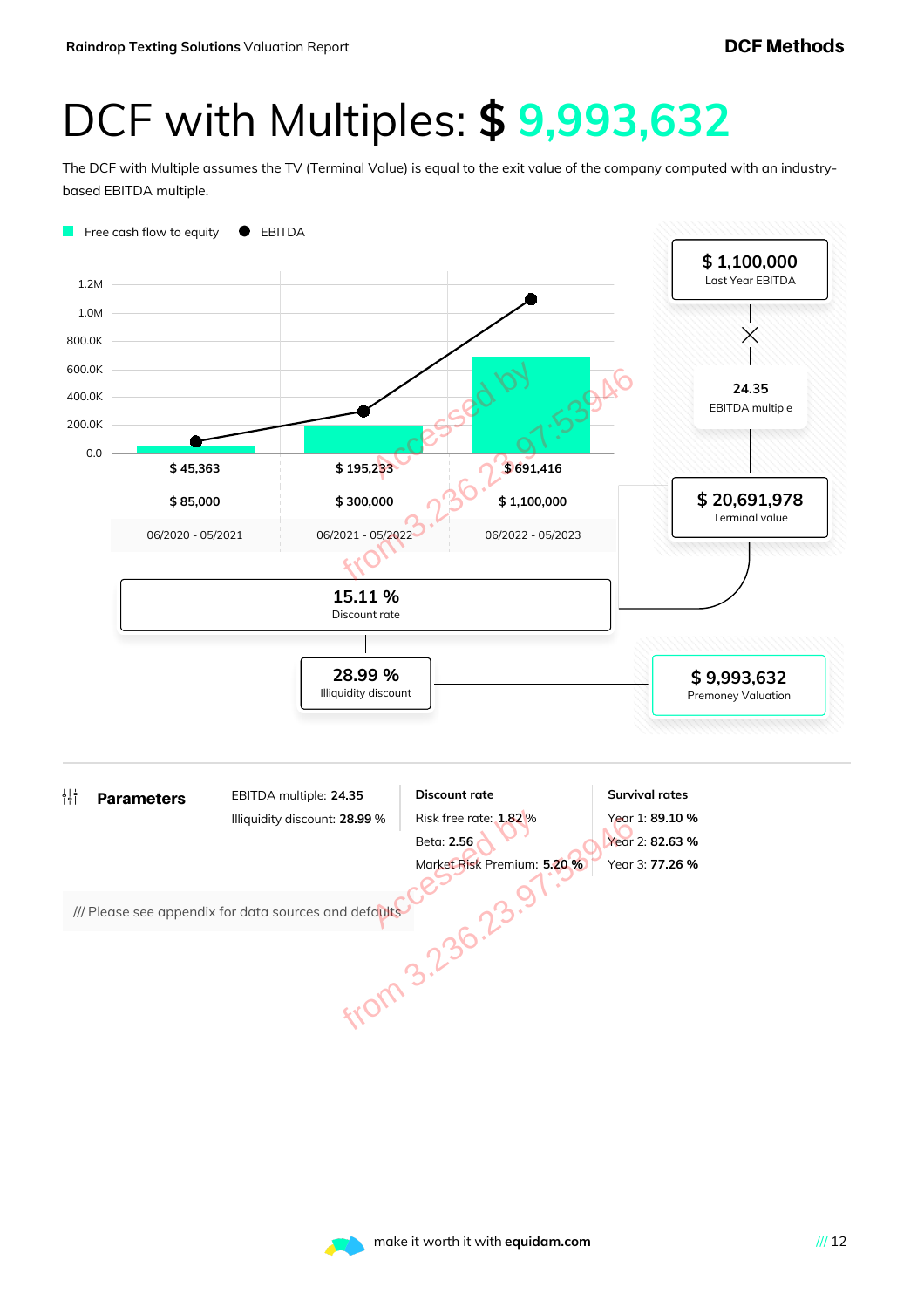# DCF with Multiples: $ 9,993,632

The DCF with Multiple assumes the TV (Terminal Value) is equal to the exit value of the company computed with an industry-based EBITDA multiple.

| | 06/2020 - 05/2021 | 06/2021 - 05/2022 | 06/2022 - 05/2023 |
|---|---|---|---|
| Free cash flow to equity | $ 45,363 | $ 195,233 | $ 691,416 |
| EBITDA | $ 85,000 | $ 300,000 | $ 1,100,000 |

**$ 1,100,000** Last Year EBITDA × **24.35** EBITDA multiple = **$ 20,691,978** Terminal value

**15.11 %** Discount rate

**28.99 %** Illiquidity discount

**$ 9,993,632** Premoney Valuation

## Parameters

EBITDA multiple: **24.35**
Illiquidity discount: **28.99** %

**Discount rate**
Risk free rate: **1.82** %
Beta: **2.56**
Market Risk Premium: **5.20** %

**Survival rates**
Year 1: **89.10 %**
Year 2: **82.63 %**
Year 3: **77.26 %**

/// Please see appendix for data sources and defaults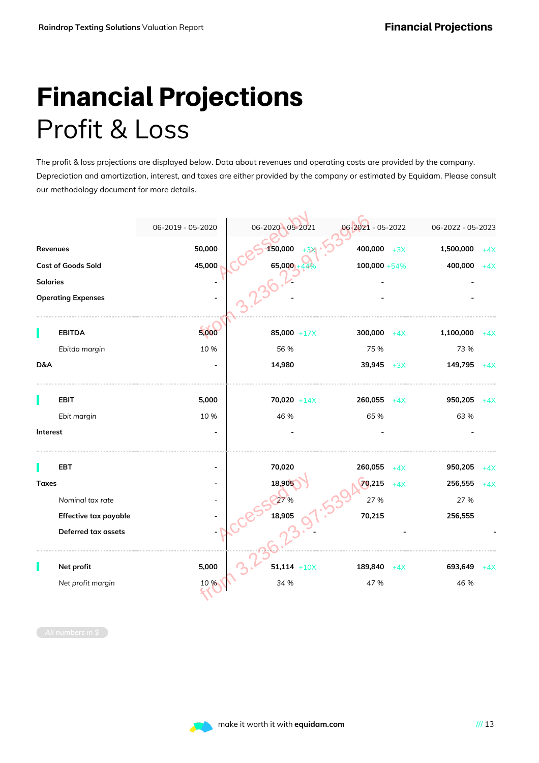# Financial Projections

## Profit & Loss

The profit & loss projections are displayed below. Data about revenues and operating costs are provided by the company. Depreciation and amortization, interest, and taxes are either provided by the company or estimated by Equidam. Please consult our methodology document for more details.

| | 06-2019 - 05-2020 | 06-2020 - 05-2021 | | 06-2021 - 05-2022 | | 06-2022 - 05-2023 | |
|---|---|---|---|---|---|---|---|
| **Revenues** | 50,000 | 150,000 | +3X | 400,000 | +3X | 1,500,000 | +4X |
| **Cost of Goods Sold** | 45,000 | 65,000 | +44% | 100,000 | +54% | 400,000 | +4X |
| **Salaries** | - | - | | - | | - | |
| **Operating Expenses** | - | - | | - | | - | |
| **EBITDA** | 5,000 | 85,000 | +17X | 300,000 | +4X | 1,100,000 | +4X |
| *Ebitda margin* | 10 % | 56 % | | 75 % | | 73 % | |
| **D&A** | - | 14,980 | | 39,945 | +3X | 149,795 | +4X |
| **EBIT** | 5,000 | 70,020 | +14X | 260,055 | +4X | 950,205 | +4X |
| *Ebit margin* | 10 % | 46 % | | 65 % | | 63 % | |
| **Interest** | - | - | | - | | - | |
| **EBT** | - | 70,020 | | 260,055 | +4X | 950,205 | +4X |
| **Taxes** | - | 18,905 | | 70,215 | +4X | 256,555 | +4X |
| *Nominal tax rate* | - | 27 % | | 27 % | | 27 % | |
| **Effective tax payable** | - | 18,905 | | 70,215 | | 256,555 | |
| **Deferred tax assets** | - | - | | - | | - | |
| **Net profit** | 5,000 | 51,114 | +10X | 189,840 | +4X | 693,649 | +4X |
| *Net profit margin* | 10 % | 34 % | | 47 % | | 46 % | |

All numbers in $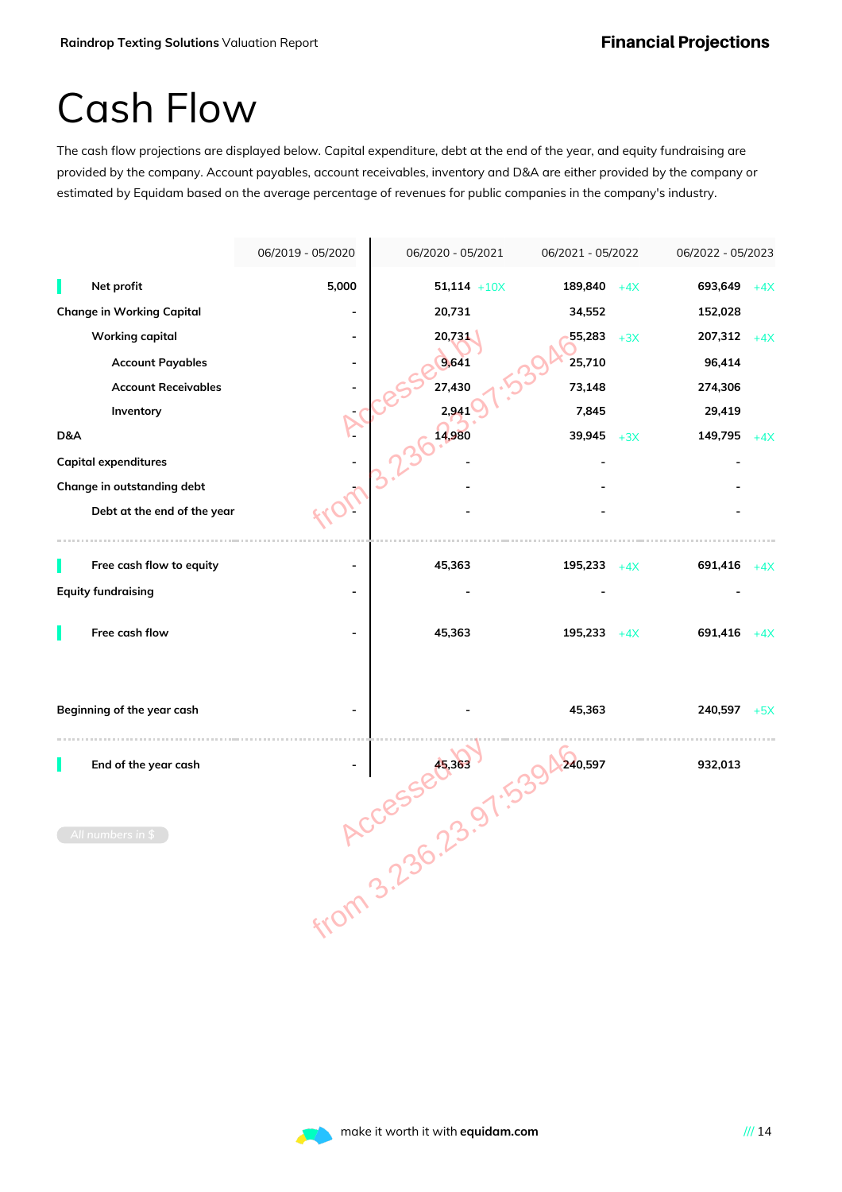# Cash Flow

The cash flow projections are displayed below. Capital expenditure, debt at the end of the year, and equity fundraising are provided by the company. Account payables, account receivables, inventory and D&A are either provided by the company or estimated by Equidam based on the average percentage of revenues for public companies in the company's industry.

| | 06/2019 - 05/2020 | 06/2020 - 05/2021 | 06/2021 - 05/2022 | 06/2022 - 05/2023 |
|---|---|---|---|---|
| Net profit | 5,000 | 51,114 +10X | 189,840 +4X | 693,649 +4X |
| Change in Working Capital | - | 20,731 | 34,552 | 152,028 |
| Working capital | - | 20,731 | 55,283 +3X | 207,312 +4X |
| Account Payables | - | 9,641 | 25,710 | 96,414 |
| Account Receivables | - | 27,430 | 73,148 | 274,306 |
| Inventory | - | 2,941 | 7,845 | 29,419 |
| D&A | - | 14,980 | 39,945 +3X | 149,795 +4X |
| Capital expenditures | - | - | - | - |
| Change in outstanding debt | - | - | - | - |
| Debt at the end of the year | - | - | - | - |
| Free cash flow to equity | - | 45,363 | 195,233 +4X | 691,416 +4X |
| Equity fundraising | - | - | - | - |
| Free cash flow | - | 45,363 | 195,233 +4X | 691,416 +4X |
| Beginning of the year cash | - | - | 45,363 | 240,597 +5X |
| End of the year cash | - | 45,363 | 240,597 | 932,013 |

All numbers in $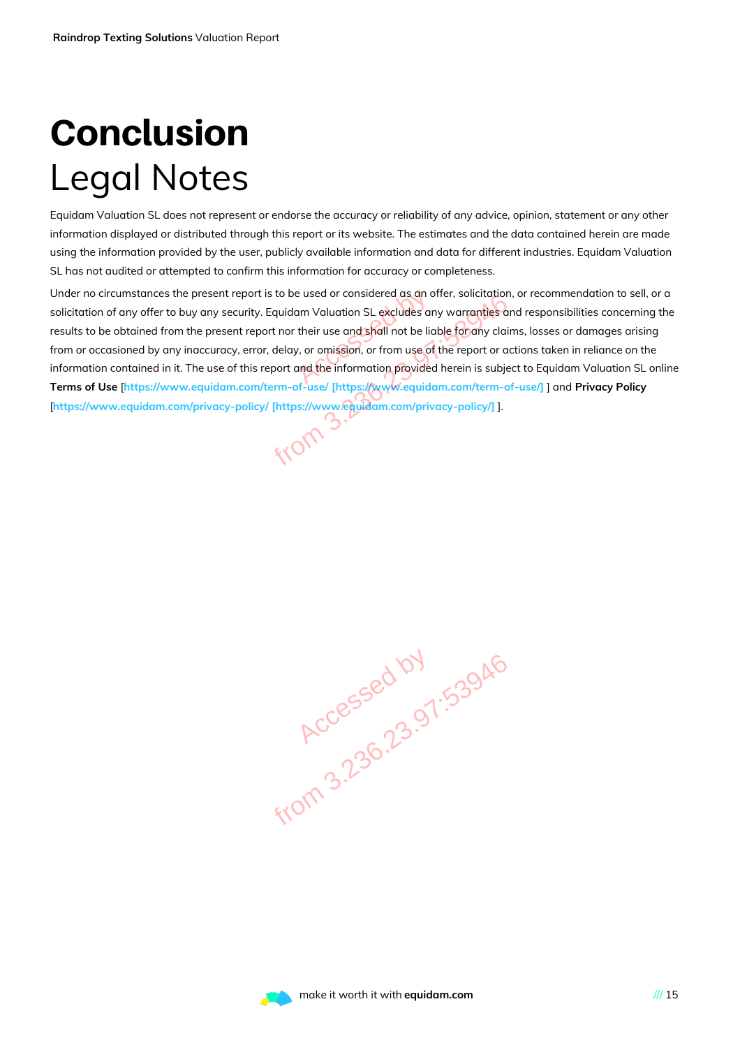# Conclusion

## Legal Notes

Equidam Valuation SL does not represent or endorse the accuracy or reliability of any advice, opinion, statement or any other information displayed or distributed through this report or its website. The estimates and the data contained herein are made using the information provided by the user, publicly available information and data for different industries. Equidam Valuation SL has not audited or attempted to confirm this information for accuracy or completeness.

Under no circumstances the present report is to be used or considered as an offer, solicitation, or recommendation to sell, or a solicitation of any offer to buy any security. Equidam Valuation SL excludes any warranties and responsibilities concerning the results to be obtained from the present report nor their use and shall not be liable for any claims, losses or damages arising from or occasioned by any inaccuracy, error, delay, or omission, or from use of the report or actions taken in reliance on the information contained in it. The use of this report and the information provided herein is subject to Equidam Valuation SL online **Terms of Use** [https://www.equidam.com/term-of-use/ [https://www.equidam.com/term-of-use/] ] and **Privacy Policy** [https://www.equidam.com/privacy-policy/ [https://www.equidam.com/privacy-policy/] ].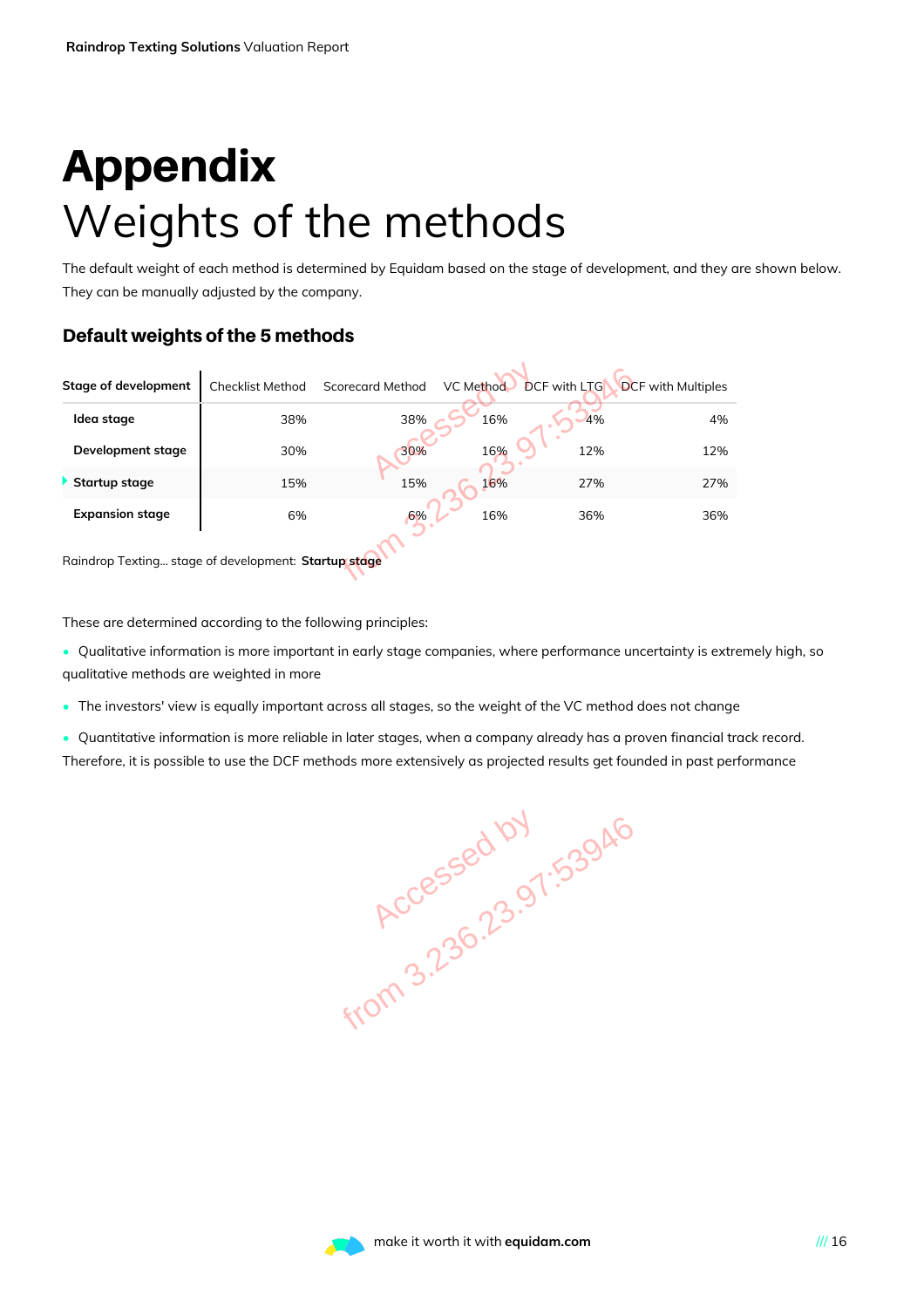# Appendix

# Weights of the methods

The default weight of each method is determined by Equidam based on the stage of development, and they are shown below. They can be manually adjusted by the company.

### Default weights of the 5 methods

| Stage of development | Checklist Method | Scorecard Method | VC Method | DCF with LTG | DCF with Multiples |
|---|---|---|---|---|---|
| Idea stage | 38% | 38% | 16% | 4% | 4% |
| Development stage | 30% | 30% | 16% | 12% | 12% |
| Startup stage | 15% | 15% | 16% | 27% | 27% |
| Expansion stage | 6% | 6% | 16% | 36% | 36% |

Raindrop Texting... stage of development: **Startup stage**

These are determined according to the following principles:

- Qualitative information is more important in early stage companies, where performance uncertainty is extremely high, so qualitative methods are weighted in more
- The investors' view is equally important across all stages, so the weight of the VC method does not change
- Quantitative information is more reliable in later stages, when a company already has a proven financial track record. Therefore, it is possible to use the DCF methods more extensively as projected results get founded in past performance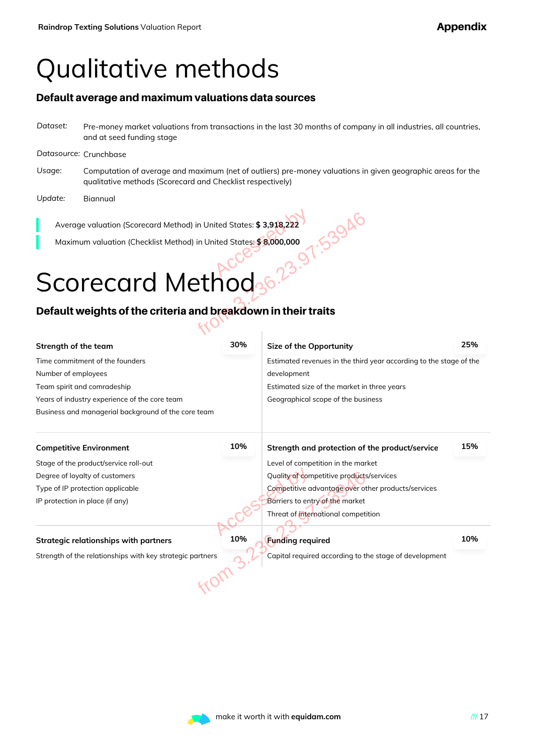# Qualitative methods

## Default average and maximum valuations data sources

*Dataset:* Pre-money market valuations from transactions in the last 30 months of company in all industries, all countries, and at seed funding stage

*Datasource:* Crunchbase

*Usage:* Computation of average and maximum (net of outliers) pre-money valuations in given geographic areas for the qualitative methods (Scorecard and Checklist respectively)

*Update:* Biannual

Average valuation (Scorecard Method) in United States: **$ 3,918,222**

Maximum valuation (Checklist Method) in United States: **$ 8,000,000**

# Scorecard Method

## Default weights of the criteria and breakdown in their traits

**Strength of the team** — 30%

Time commitment of the founders
Number of employees
Team spirit and comradeship
Years of industry experience of the core team
Business and managerial background of the core team

**Size of the Opportunity** — 25%

Estimated revenues in the third year according to the stage of the development
Estimated size of the market in three years
Geographical scope of the business

**Competitive Environment** — 10%

Stage of the product/service roll-out
Degree of loyalty of customers
Type of IP protection applicable
IP protection in place (if any)

**Strength and protection of the product/service** — 15%

Level of competition in the market
Quality of competitive products/services
Competitive advantage over other products/services
Barriers to entry of the market
Threat of international competition

**Strategic relationships with partners** — 10%

Strength of the relationships with key strategic partners

**Funding required** — 10%

Capital required according to the stage of development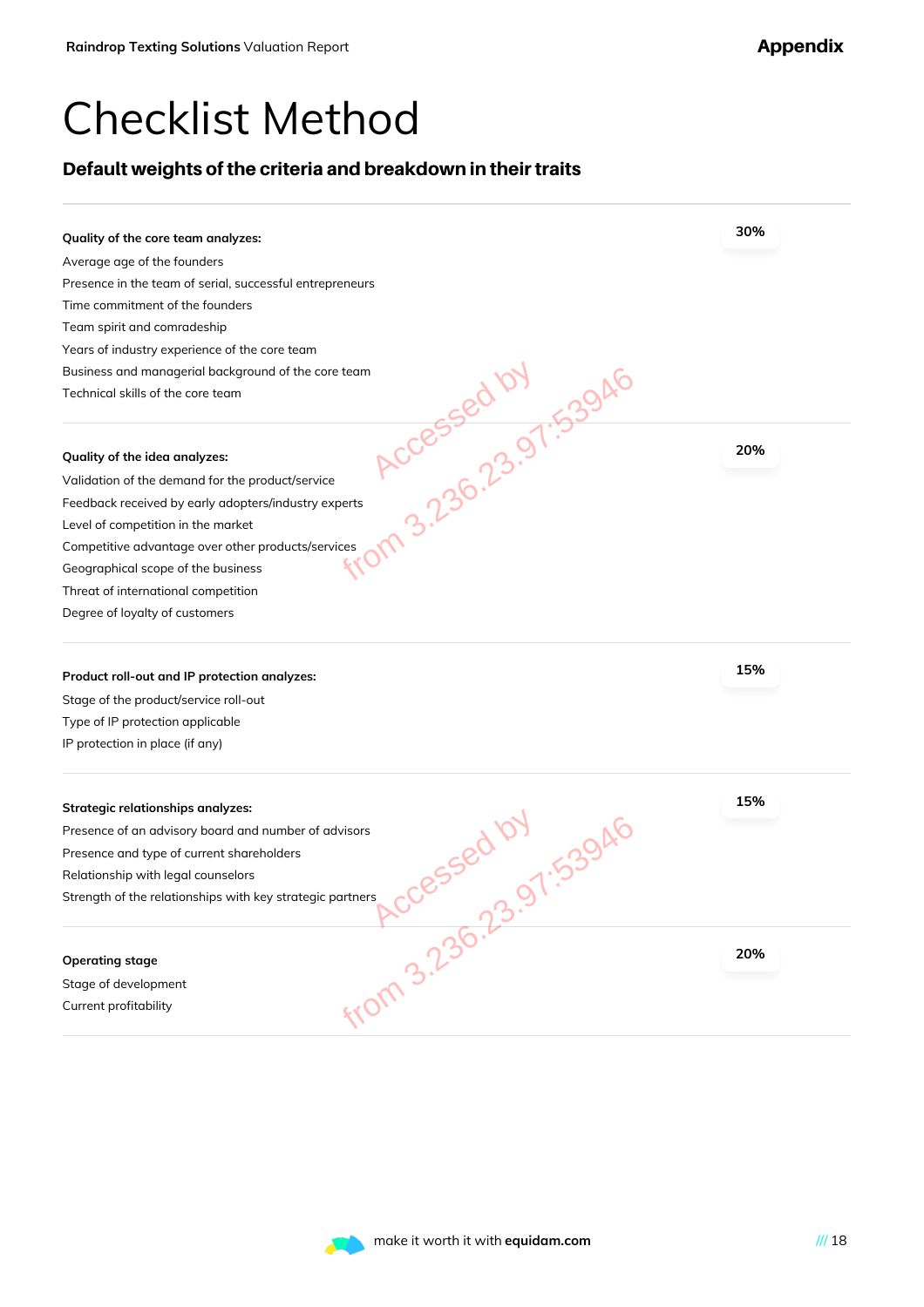# Checklist Method

## Default weights of the criteria and breakdown in their traits

**Quality of the core team analyzes:** **30%**

Average age of the founders
Presence in the team of serial, successful entrepreneurs
Time commitment of the founders
Team spirit and comradeship
Years of industry experience of the core team
Business and managerial background of the core team
Technical skills of the core team

**Quality of the idea analyzes:** **20%**

Validation of the demand for the product/service
Feedback received by early adopters/industry experts
Level of competition in the market
Competitive advantage over other products/services
Geographical scope of the business
Threat of international competition
Degree of loyalty of customers

**Product roll-out and IP protection analyzes:** **15%**

Stage of the product/service roll-out
Type of IP protection applicable
IP protection in place (if any)

**Strategic relationships analyzes:** **15%**

Presence of an advisory board and number of advisors
Presence and type of current shareholders
Relationship with legal counselors
Strength of the relationships with key strategic partners

**Operating stage** **20%**

Stage of development
Current profitability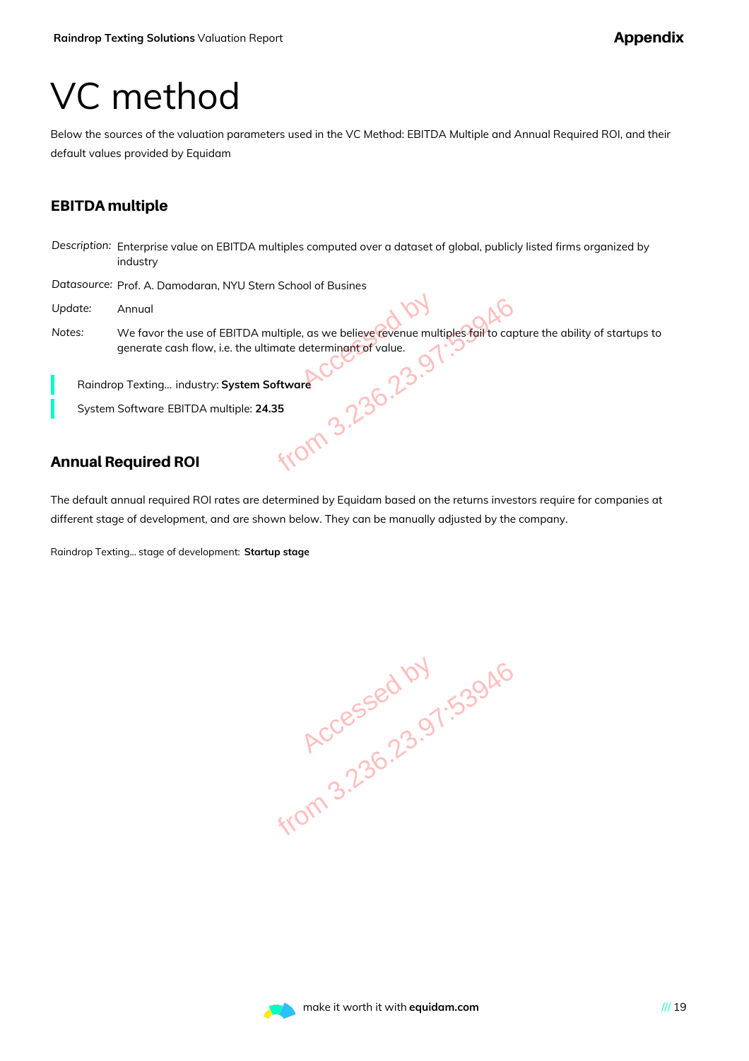# VC method

Below the sources of the valuation parameters used in the VC Method: EBITDA Multiple and Annual Required ROI, and their default values provided by Equidam

## EBITDA multiple

*Description:* Enterprise value on EBITDA multiples computed over a dataset of global, publicly listed firms organized by industry

*Datasource:* Prof. A. Damodaran, NYU Stern School of Busines

*Update:* Annual

*Notes:* We favor the use of EBITDA multiple, as we believe revenue multiples fail to capture the ability of startups to generate cash flow, i.e. the ultimate determinant of value.

Raindrop Texting... industry: **System Software**

System Software EBITDA multiple: **24.35**

## Annual Required ROI

The default annual required ROI rates are determined by Equidam based on the returns investors require for companies at different stage of development, and are shown below. They can be manually adjusted by the company.

Raindrop Texting... stage of development: **Startup stage**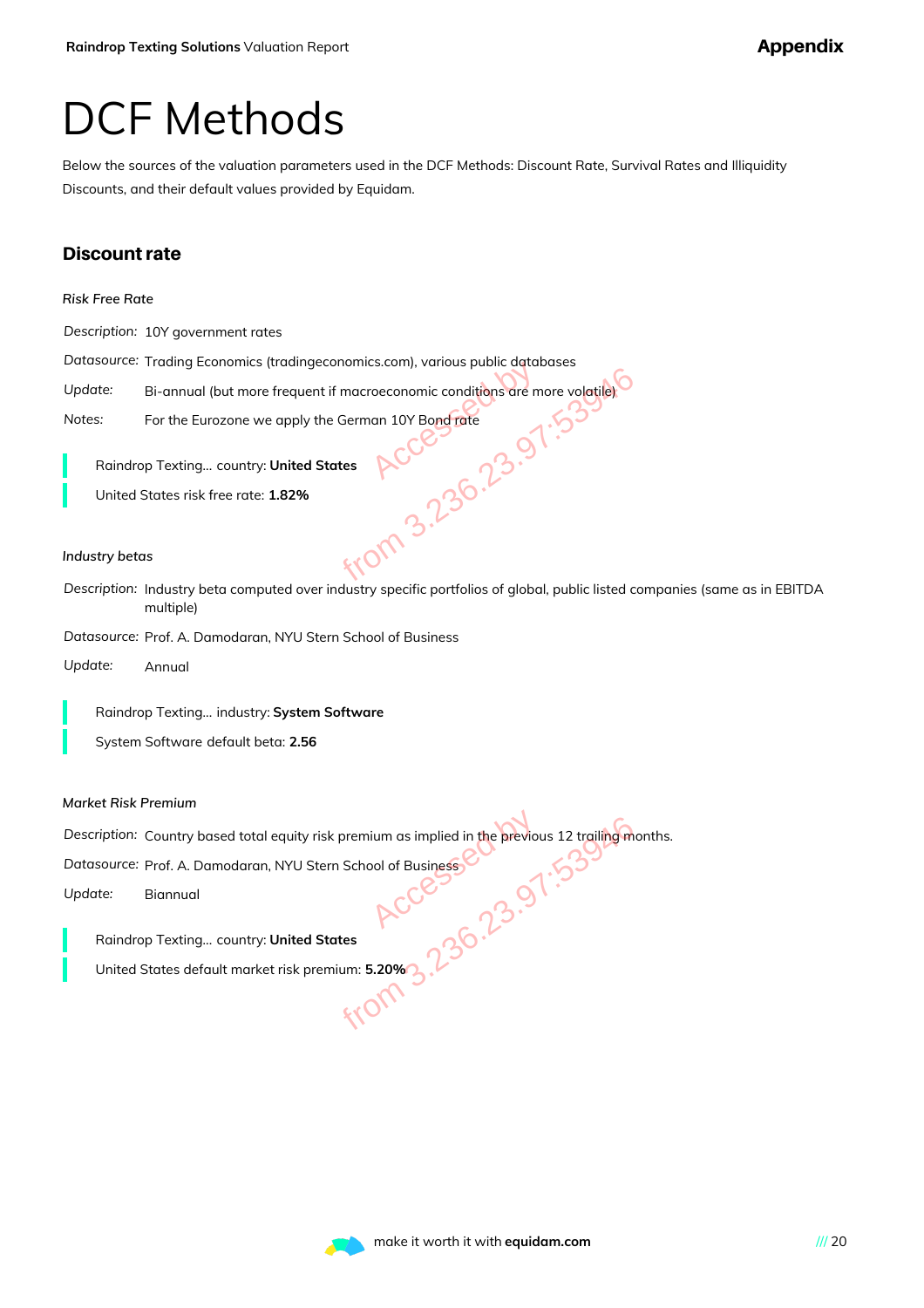# DCF Methods

Below the sources of the valuation parameters used in the DCF Methods: Discount Rate, Survival Rates and Illiquidity Discounts, and their default values provided by Equidam.

## Discount rate

*Risk Free Rate*

*Description:* 10Y government rates

*Datasource:* Trading Economics (tradingeconomics.com), various public databases

*Update:* Bi-annual (but more frequent if macroeconomic conditions are more volatile)

*Notes:* For the Eurozone we apply the German 10Y Bond rate

Raindrop Texting... country: **United States**

United States risk free rate: **1.82%**

*Industry betas*

*Description:* Industry beta computed over industry specific portfolios of global, public listed companies (same as in EBITDA multiple)

*Datasource:* Prof. A. Damodaran, NYU Stern School of Business

*Update:* Annual

Raindrop Texting... industry: **System Software**

System Software default beta: **2.56**

*Market Risk Premium*

*Description:* Country based total equity risk premium as implied in the previous 12 trailing months.

*Datasource:* Prof. A. Damodaran, NYU Stern School of Business

*Update:* Biannual

Raindrop Texting... country: **United States**

United States default market risk premium: **5.20%**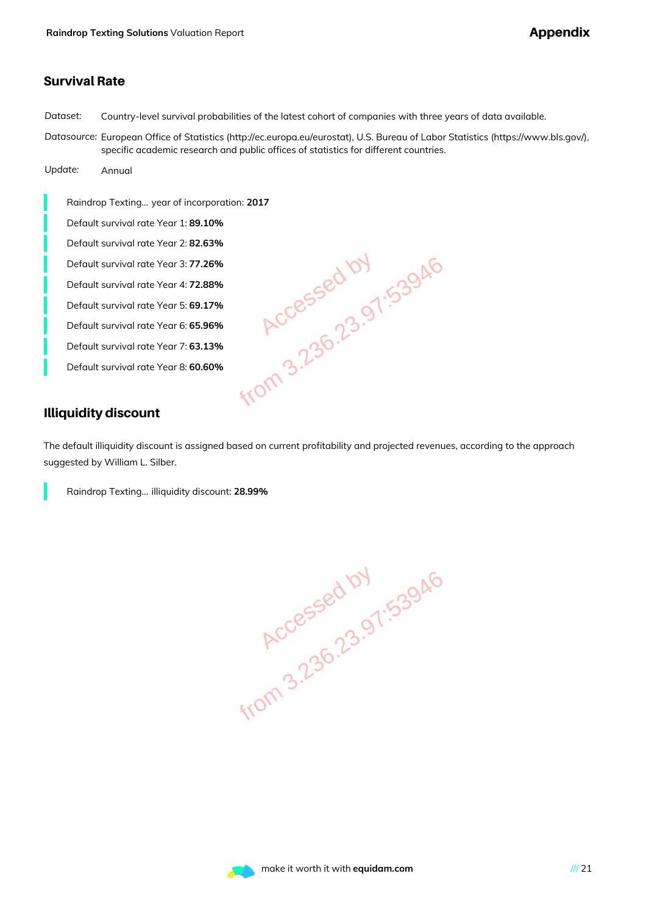## Survival Rate

*Dataset:* Country-level survival probabilities of the latest cohort of companies with three years of data available.

*Datasource:* European Office of Statistics (http://ec.europa.eu/eurostat), U.S. Bureau of Labor Statistics (https://www.bls.gov/), specific academic research and public offices of statistics for different countries.

*Update:* Annual

- Raindrop Texting... year of incorporation: **2017**
- Default survival rate Year 1: **89.10%**
- Default survival rate Year 2: **82.63%**
- Default survival rate Year 3: **77.26%**
- Default survival rate Year 4: **72.88%**
- Default survival rate Year 5: **69.17%**
- Default survival rate Year 6: **65.96%**
- Default survival rate Year 7: **63.13%**
- Default survival rate Year 8: **60.60%**

## Illiquidity discount

The default illiquidity discount is assigned based on current profitability and projected revenues, according to the approach suggested by William L. Silber.

- Raindrop Texting... illiquidity discount: **28.99%**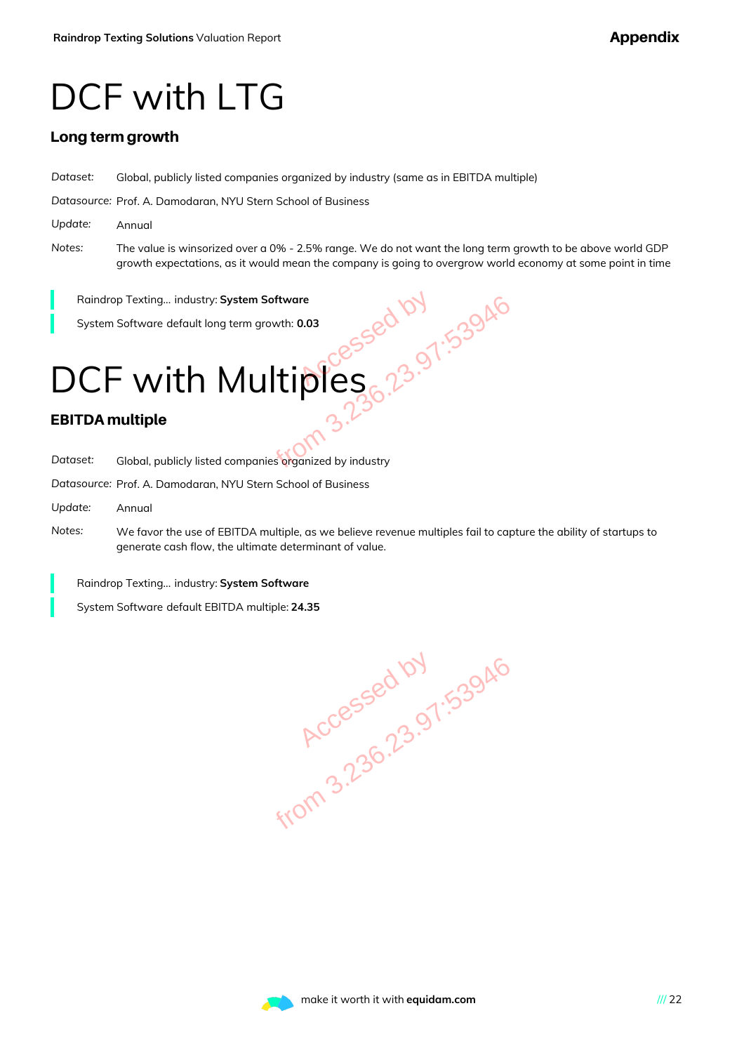# DCF with LTG

## Long term growth

*Dataset:* Global, publicly listed companies organized by industry (same as in EBITDA multiple)

*Datasource:* Prof. A. Damodaran, NYU Stern School of Business

*Update:* Annual

*Notes:* The value is winsorized over a 0% - 2.5% range. We do not want the long term growth to be above world GDP growth expectations, as it would mean the company is going to overgrow world economy at some point in time

Raindrop Texting... industry: **System Software**

System Software default long term growth: **0.03**

# DCF with Multiples

## EBITDA multiple

*Dataset:* Global, publicly listed companies organized by industry

*Datasource:* Prof. A. Damodaran, NYU Stern School of Business

*Update:* Annual

*Notes:* We favor the use of EBITDA multiple, as we believe revenue multiples fail to capture the ability of startups to generate cash flow, the ultimate determinant of value.

Raindrop Texting... industry: **System Software**

System Software default EBITDA multiple: **24.35**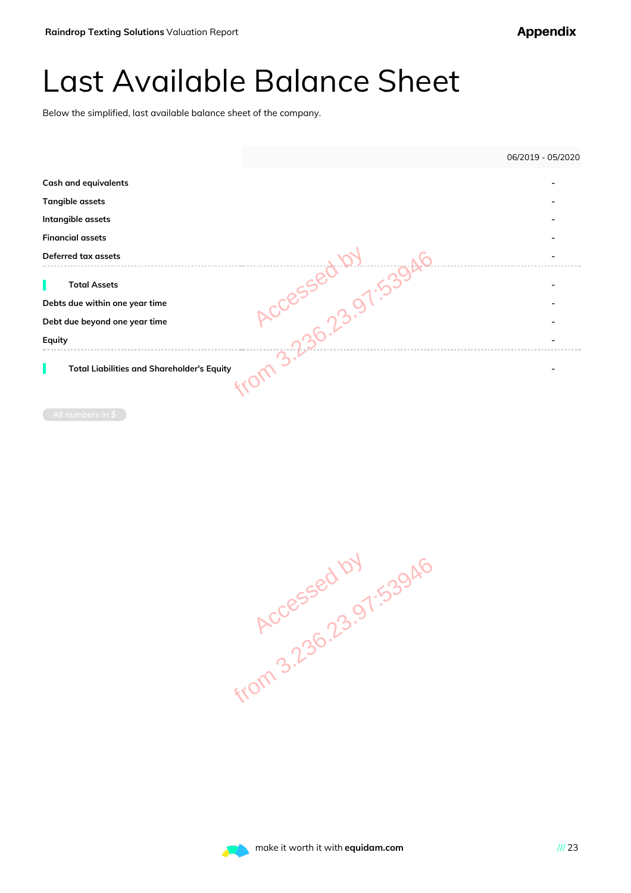# Last Available Balance Sheet

Below the simplified, last available balance sheet of the company.

| | 06/2019 - 05/2020 |
|---|---|
| Cash and equivalents | - |
| Tangible assets | - |
| Intangible assets | - |
| Financial assets | - |
| Deferred tax assets | - |
| **Total Assets** | - |
| Debts due within one year time | - |
| Debt due beyond one year time | - |
| Equity | - |
| **Total Liabilities and Shareholder's Equity** | - |

All numbers in $